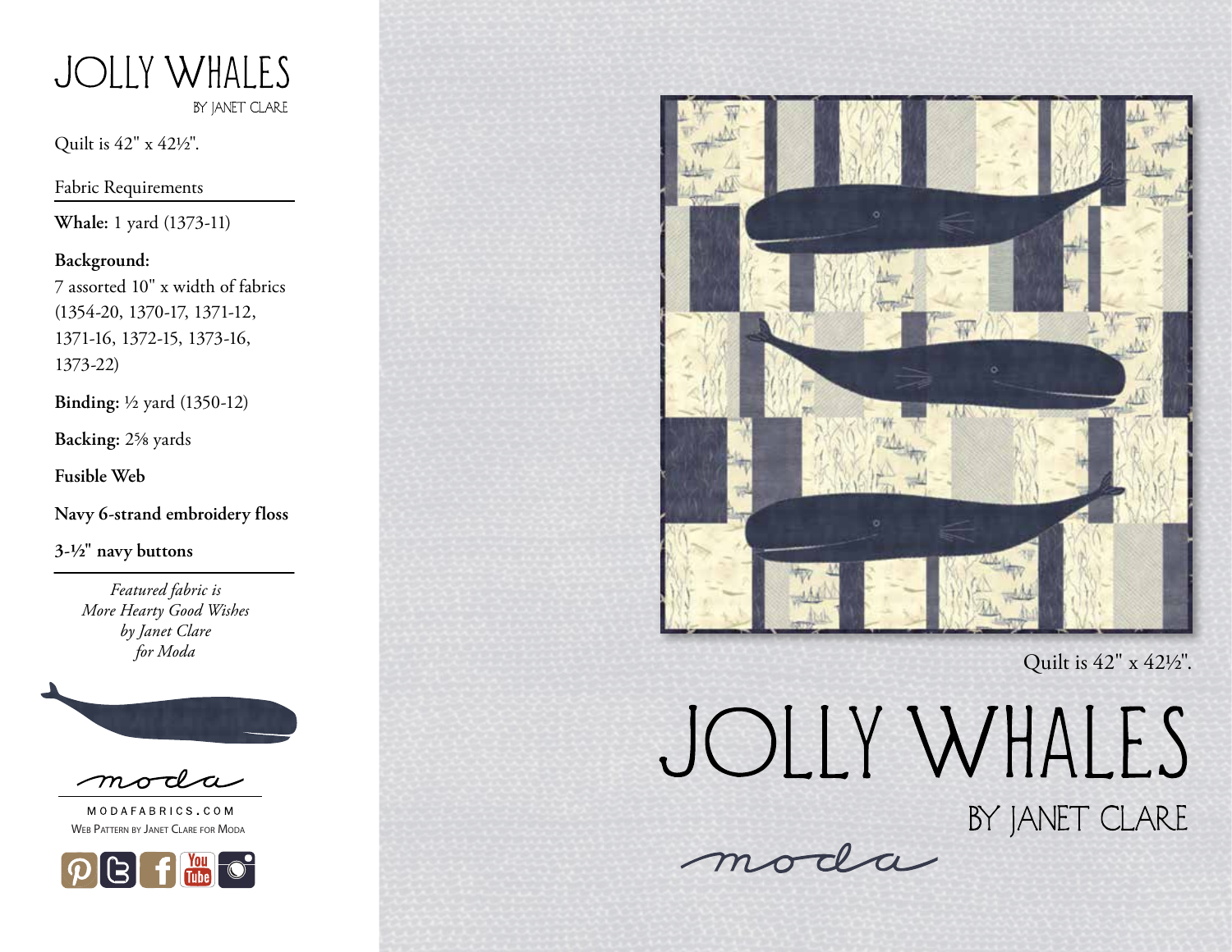# JOLLY WHALES

BY JANET CLARE

Quilt is 42" x 42½".

## Fabric Requirements

**Whale:** 1 yard (1373-11)

**Background:**
7 assorted 10" x width of fabrics (1354-20, 1370-17, 1371-12, 1371-16, 1372-15, 1373-16, 1373-22)

**Binding:** ½ yard (1350-12)

**Backing:** 2⅝ yards

**Fusible Web**

**Navy 6-strand embroidery floss**

**3-½" navy buttons**

*Featured fabric is*
*More Hearty Good Wishes*
*by Janet Clare*
*for Moda*

moda

MODAFABRICS.COM
Web Pattern by Janet Clare for Moda

Quilt is 42" x 42½".

# JOLLY WHALES

BY JANET CLARE

moda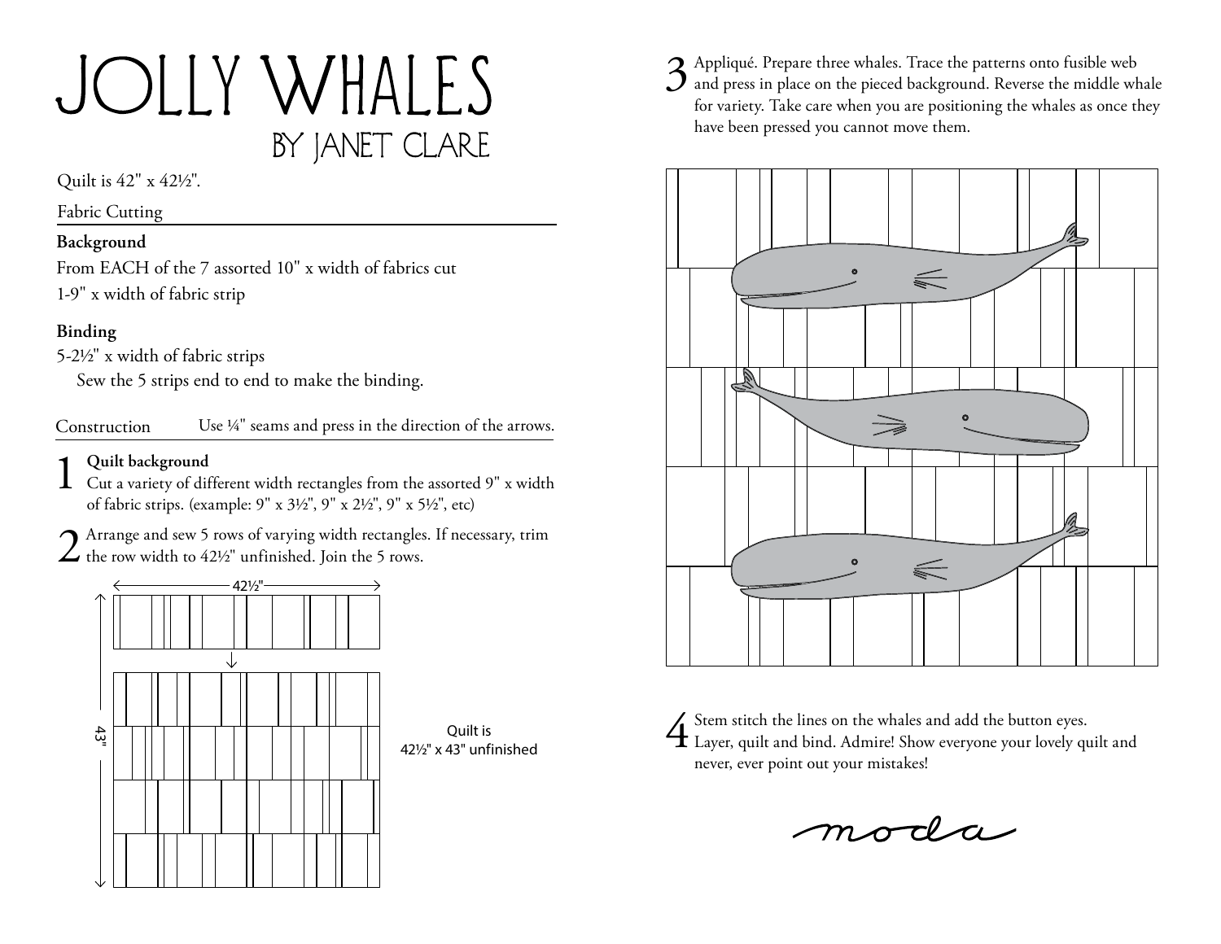# JOLLY WHALES

## BY JANET CLARE

Quilt is 42" x 42½".

### Fabric Cutting

**Background**

From EACH of the 7 assorted 10" x width of fabrics cut
1-9" x width of fabric strip

**Binding**

5-2½" x width of fabric strips
Sew the 5 strips end to end to make the binding.

### Construction

Use ¼" seams and press in the direction of the arrows.

1 **Quilt background**
Cut a variety of different width rectangles from the assorted 9" x width of fabric strips. (example: 9" x 3½", 9" x 2½", 9" x 5½", etc)

2 Arrange and sew 5 rows of varying width rectangles. If necessary, trim the row width to 42½" unfinished. Join the 5 rows.

42½"

43"

Quilt is
42½" x 43" unfinished

3 Appliqué. Prepare three whales. Trace the patterns onto fusible web and press in place on the pieced background. Reverse the middle whale for variety. Take care when you are positioning the whales as once they have been pressed you cannot move them.

4 Stem stitch the lines on the whales and add the button eyes. Layer, quilt and bind. Admire! Show everyone your lovely quilt and never, ever point out your mistakes!

moda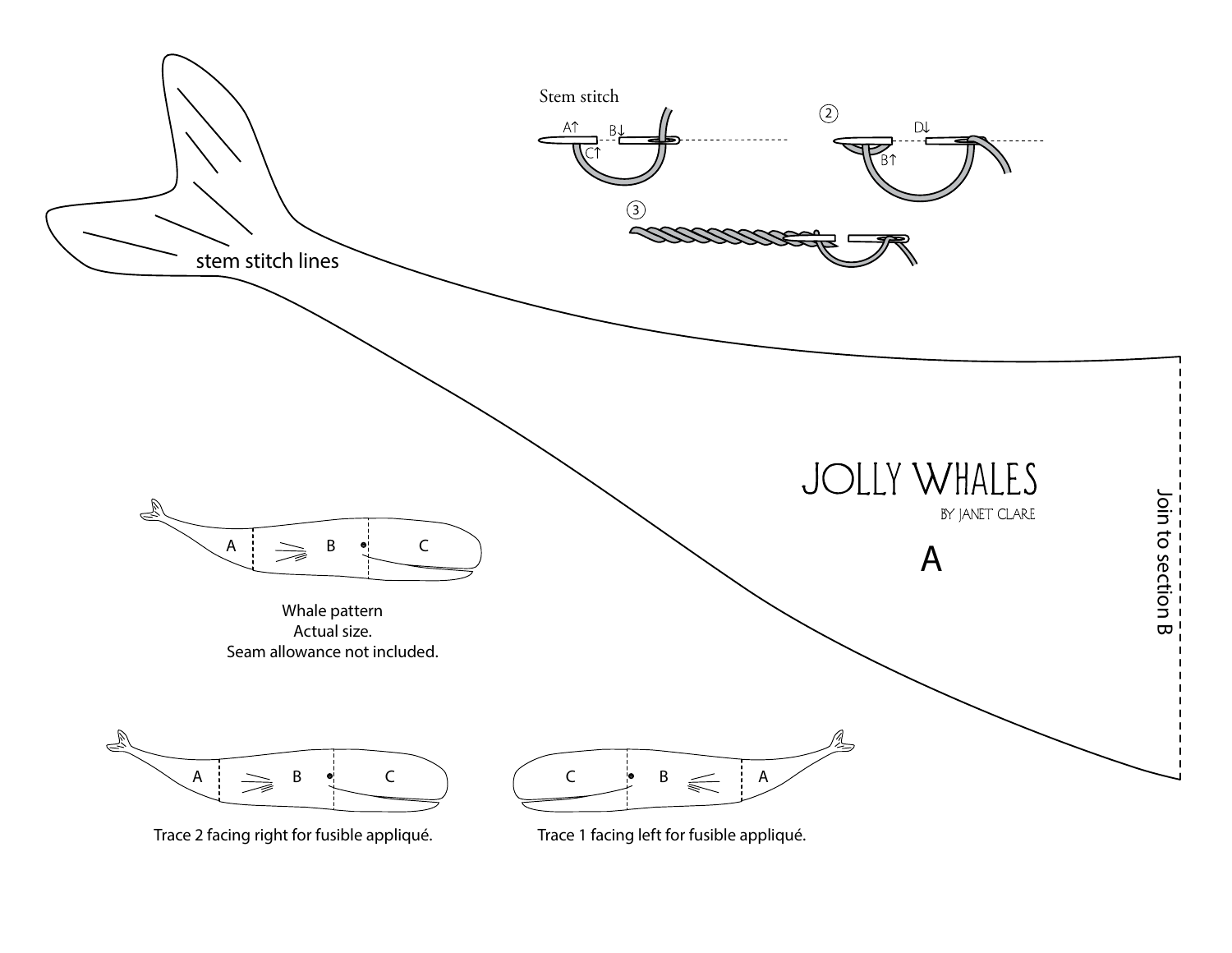stem stitch lines

Stem stitch

A↑ B↓ C↑

2 D↓ B↑

3

# JOLLY WHALES

BY JANET CLARE

A

Join to section B

A B C

Whale pattern
Actual size.
Seam allowance not included.

A B C

Trace 2 facing right for fusible appliqué.

C B A

Trace 1 facing left for fusible appliqué.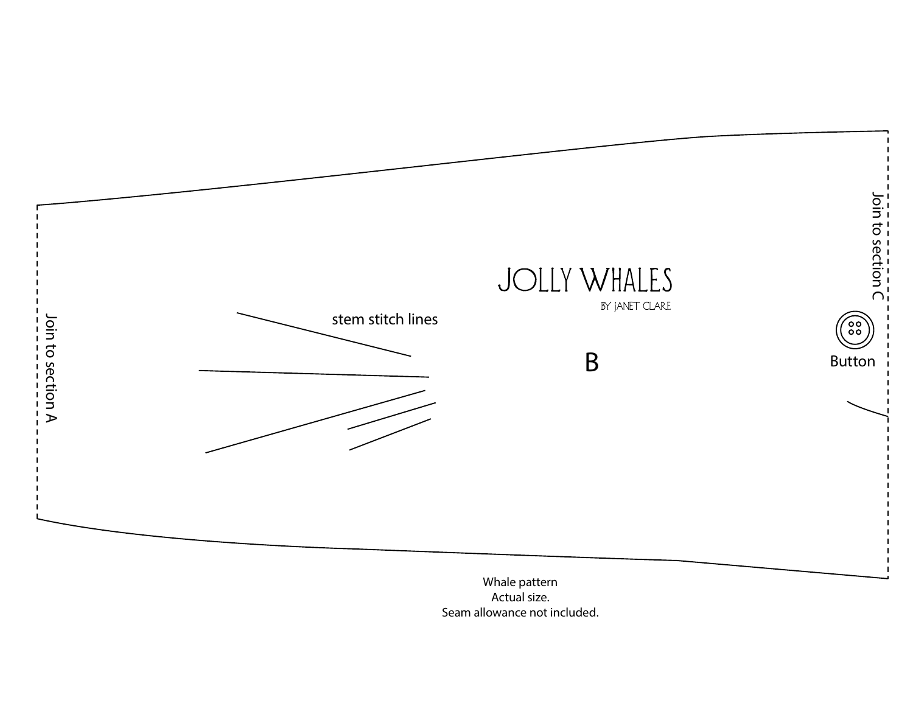Join to section A

stem stitch lines

# JOLLY WHALES

BY JANET CLARE

B

Join to section C

Button

Whale pattern
Actual size.
Seam allowance not included.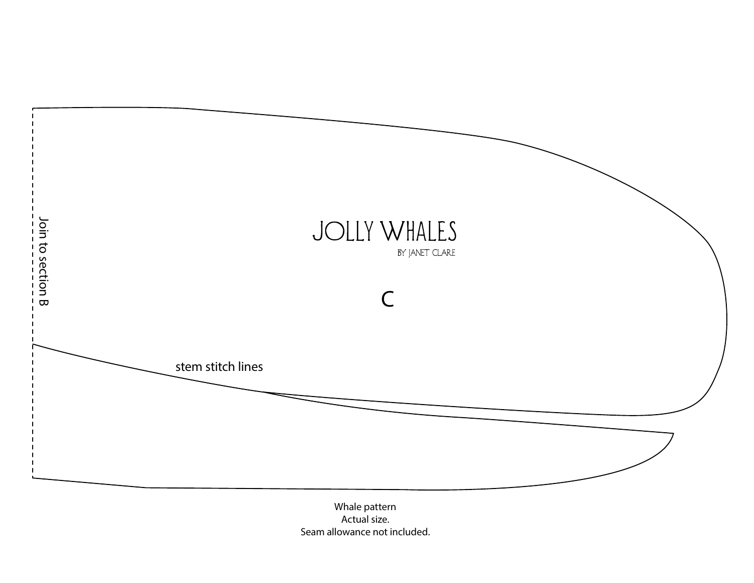JOLLY WHALES

BY JANET CLARE

C

Join to section B

stem stitch lines

Whale pattern
Actual size.
Seam allowance not included.